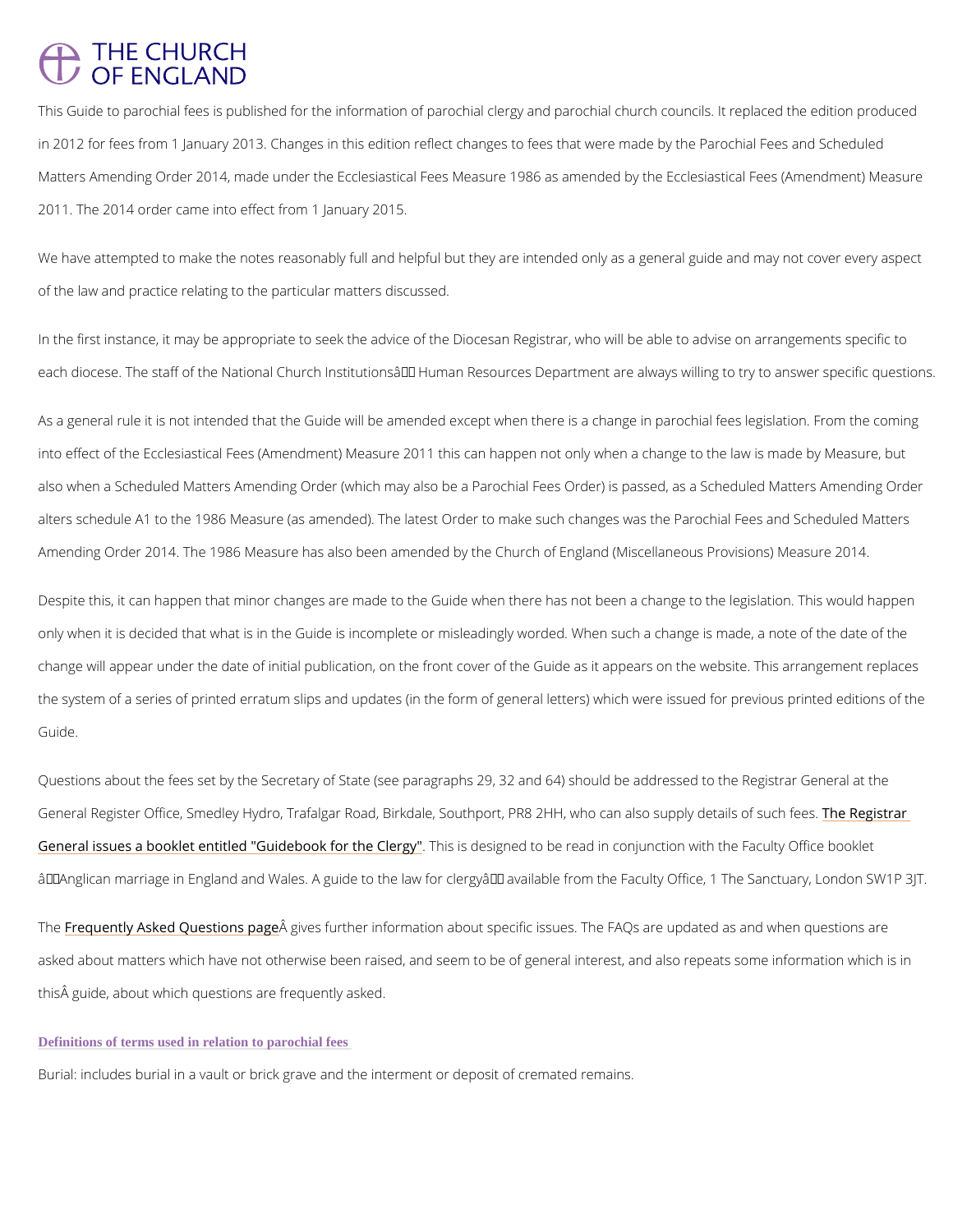THE CHURCH OF ENGLAND

This Guide to parochial fees is published for the information of parochial clergy and parochial church councils. It replaced the edition produced in 2012 for fees from 1 January 2013. Changes in this edition reflect changes to fees that were made by the Parochial Fees and Scheduled Matters Amending Order 2014, made under the Ecclesiastical Fees Measure 1986 as amended by the Ecclesiastical Fees (Amendment) Measure 2011. The 2014 order came into effect from 1 January 2015.

We have attempted to make the notes reasonably full and helpful but they are intended only as a general guide and may not cover every aspect of the law and practice relating to the particular matters discussed.

In the first instance, it may be appropriate to seek the advice of the Diocesan Registrar, who will be able to advise on arrangements specific to each diocese. The staff of the National Church Institutionsâ Human Resources Department are always willing to try to answer specific questions.

As a general rule it is not intended that the Guide will be amended except when there is a change in parochial fees legislation. From the coming into effect of the Ecclesiastical Fees (Amendment) Measure 2011 this can happen not only when a change to the law is made by Measure, but also when a Scheduled Matters Amending Order (which may also be a Parochial Fees Order) is passed, as a Scheduled Matters Amending Order alters schedule A1 to the 1986 Measure (as amended). The latest Order to make such changes was the Parochial Fees and Scheduled Matters Amending Order 2014. The 1986 Measure has also been amended by the Church of England (Miscellaneous Provisions) Measure 2014.

Despite this, it can happen that minor changes are made to the Guide when there has not been a change to the legislation. This would happen only when it is decided that what is in the Guide is incomplete or misleadingly worded. When such a change is made, a note of the date of the change will appear under the date of initial publication, on the front cover of the Guide as it appears on the website. This arrangement replaces the system of a series of printed erratum slips and updates (in the form of general letters) which were issued for previous printed editions of the Guide.

Questions about the fees set by the Secretary of State (see paragraphs 29, 32 and 64) should be addressed to the Registrar General at the General Register Office, Smedley Hydro, Trafalgar Road, Birkdale, Southport, PR8 2HH, who can also supply details of such fees. The Registrar General issues a booklet entitled "Guidebook for the Clergy". This is designed to be read in conjunction with the Faculty Office booklet âAnglican marriage in England and Wales. A guide to the law for clergyâ available from the Faculty Office, 1 The Sanctuary, London SW1P 3JT.

The Frequently Asked Questions page gives further information about specific issues. The FAQs are updated as and when questions are asked about matters which have not otherwise been raised, and seem to be of general interest, and also repeats some information which is in this guide, about which questions are frequently asked.

## Definitions of terms used in relation to parochial fees

Burial: includes burial in a vault or brick grave and the interment or deposit of cremated remains.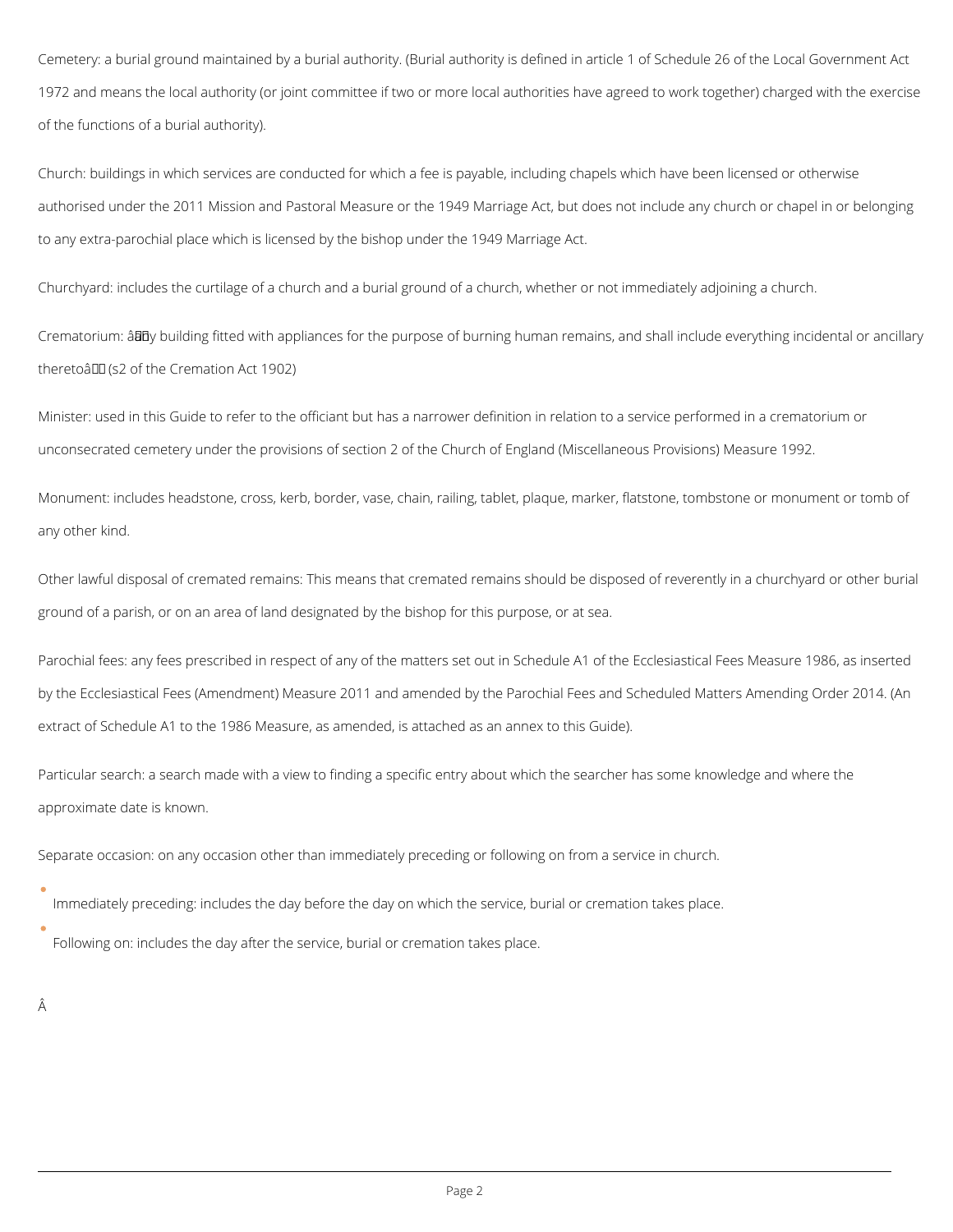Cemetery: a burial ground maintained by a burial authority. (Burial authority is defined in article 1 of Schedule 26 of the Local Government Act 1972 and means the local authority (or joint committee if two or more local authorities have agreed to work together) charged with the exercise of the functions of a burial authority).

Church: buildings in which services are conducted for which a fee is payable, including chapels which have been licensed or otherwise authorised under the 2011 Mission and Pastoral Measure or the 1949 Marriage Act, but does not include any church or chapel in or belonging to any extra-parochial place which is licensed by the bishop under the 1949 Marriage Act.

Churchyard: includes the curtilage of a church and a burial ground of a church, whether or not immediately adjoining a church.

Crematorium: "any building fitted with appliances for the purpose of burning human remains, and shall include everything incidental or ancillary thereto" (s2 of the Cremation Act 1902)

Minister: used in this Guide to refer to the officiant but has a narrower definition in relation to a service performed in a crematorium or unconsecrated cemetery under the provisions of section 2 of the Church of England (Miscellaneous Provisions) Measure 1992.

Monument: includes headstone, cross, kerb, border, vase, chain, railing, tablet, plaque, marker, flatstone, tombstone or monument or tomb of any other kind.

Other lawful disposal of cremated remains: This means that cremated remains should be disposed of reverently in a churchyard or other burial ground of a parish, or on an area of land designated by the bishop for this purpose, or at sea.

Parochial fees: any fees prescribed in respect of any of the matters set out in Schedule A1 of the Ecclesiastical Fees Measure 1986, as inserted by the Ecclesiastical Fees (Amendment) Measure 2011 and amended by the Parochial Fees and Scheduled Matters Amending Order 2014. (An extract of Schedule A1 to the 1986 Measure, as amended, is attached as an annex to this Guide).

Particular search: a search made with a view to finding a specific entry about which the searcher has some knowledge and where the approximate date is known.

Separate occasion: on any occasion other than immediately preceding or following on from a service in church.

- Immediately preceding: includes the day before the day on which the service, burial or cremation takes place.
- Following on: includes the day after the service, burial or cremation takes place.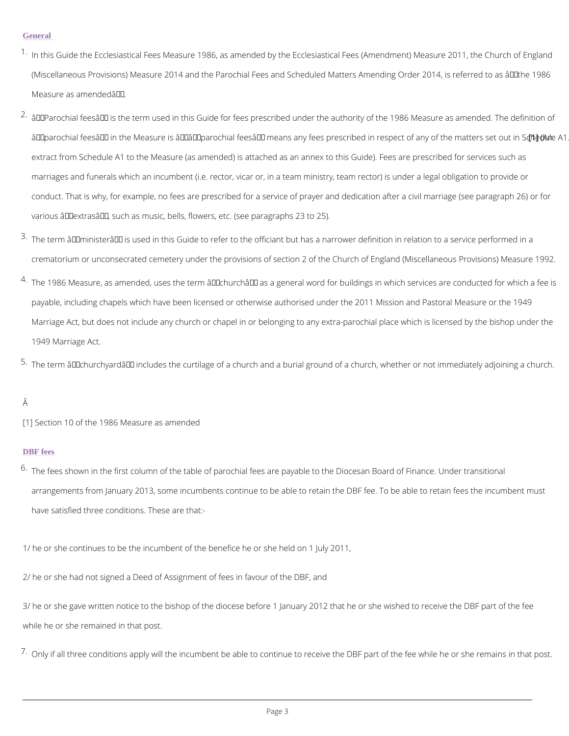## General

1. In this Guide the Ecclesiastical Fees Measure 1986, as amended by the Ecclesiastical Fees (Amendment) Measure 2011, the Church of England (Miscellaneous Provisions) Measure 2014 and the Parochial Fees and Scheduled Matters Amending Order 2014, is referred to as “the 1986 Measure as amended”.

2. “Parochial fees” is the term used in this Guide for fees prescribed under the authority of the 1986 Measure as amended. The definition of “parochial fees” in the Measure is ““parochial fees” means any fees prescribed in respect of any of the matters set out in Schedule A1.[1] (An extract from Schedule A1 to the Measure (as amended) is attached as an annex to this Guide). Fees are prescribed for services such as marriages and funerals which an incumbent (i.e. rector, vicar or, in a team ministry, team rector) is under a legal obligation to provide or conduct. That is why, for example, no fees are prescribed for a service of prayer and dedication after a civil marriage (see paragraph 26) or for various “extras”, such as music, bells, flowers, etc. (see paragraphs 23 to 25).

3. The term “minister” is used in this Guide to refer to the officiant but has a narrower definition in relation to a service performed in a crematorium or unconsecrated cemetery under the provisions of section 2 of the Church of England (Miscellaneous Provisions) Measure 1992.

4. The 1986 Measure, as amended, uses the term “church” as a general word for buildings in which services are conducted for which a fee is payable, including chapels which have been licensed or otherwise authorised under the 2011 Mission and Pastoral Measure or the 1949 Marriage Act, but does not include any church or chapel in or belonging to any extra-parochial place which is licensed by the bishop under the 1949 Marriage Act.

5. The term “churchyard” includes the curtilage of a church and a burial ground of a church, whether or not immediately adjoining a church.

[1] Section 10 of the 1986 Measure as amended

## DBF fees

6. The fees shown in the first column of the table of parochial fees are payable to the Diocesan Board of Finance. Under transitional arrangements from January 2013, some incumbents continue to be able to retain the DBF fee. To be able to retain fees the incumbent must have satisfied three conditions. These are that:-

1/ he or she continues to be the incumbent of the benefice he or she held on 1 July 2011,

2/ he or she had not signed a Deed of Assignment of fees in favour of the DBF, and

3/ he or she gave written notice to the bishop of the diocese before 1 January 2012 that he or she wished to receive the DBF part of the fee while he or she remained in that post.

7. Only if all three conditions apply will the incumbent be able to continue to receive the DBF part of the fee while he or she remains in that post.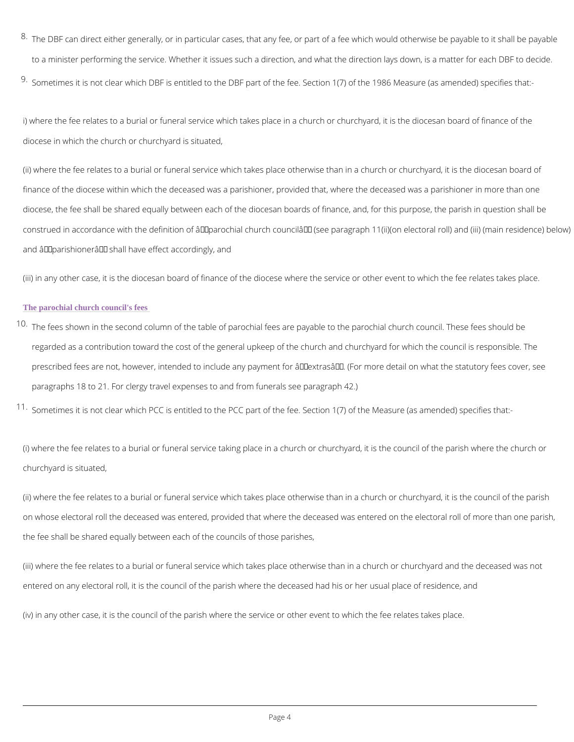8. The DBF can direct either generally, or in particular cases, that any fee, or part of a fee which would otherwise be payable to it shall be payable to a minister performing the service. Whether it issues such a direction, and what the direction lays down, is a matter for each DBF to decide.

9. Sometimes it is not clear which DBF is entitled to the DBF part of the fee. Section 1(7) of the 1986 Measure (as amended) specifies that:-

i) where the fee relates to a burial or funeral service which takes place in a church or churchyard, it is the diocesan board of finance of the diocese in which the church or churchyard is situated,

(ii) where the fee relates to a burial or funeral service which takes place otherwise than in a church or churchyard, it is the diocesan board of finance of the diocese within which the deceased was a parishioner, provided that, where the deceased was a parishioner in more than one diocese, the fee shall be shared equally between each of the diocesan boards of finance, and, for this purpose, the parish in question shall be construed in accordance with the definition of âparochial church councilâ (see paragraph 11(ii)(on electoral roll) and (iii) (main residence) below) and âparishionerâ shall have effect accordingly, and

(iii) in any other case, it is the diocesan board of finance of the diocese where the service or other event to which the fee relates takes place.

### The parochial church council's fees

10. The fees shown in the second column of the table of parochial fees are payable to the parochial church council. These fees should be regarded as a contribution toward the cost of the general upkeep of the church and churchyard for which the council is responsible. The prescribed fees are not, however, intended to include any payment for âextrasâ. (For more detail on what the statutory fees cover, see paragraphs 18 to 21. For clergy travel expenses to and from funerals see paragraph 42.)

11. Sometimes it is not clear which PCC is entitled to the PCC part of the fee. Section 1(7) of the Measure (as amended) specifies that:-

(i) where the fee relates to a burial or funeral service taking place in a church or churchyard, it is the council of the parish where the church or churchyard is situated,

(ii) where the fee relates to a burial or funeral service which takes place otherwise than in a church or churchyard, it is the council of the parish on whose electoral roll the deceased was entered, provided that where the deceased was entered on the electoral roll of more than one parish, the fee shall be shared equally between each of the councils of those parishes,

(iii) where the fee relates to a burial or funeral service which takes place otherwise than in a church or churchyard and the deceased was not entered on any electoral roll, it is the council of the parish where the deceased had his or her usual place of residence, and

(iv) in any other case, it is the council of the parish where the service or other event to which the fee relates takes place.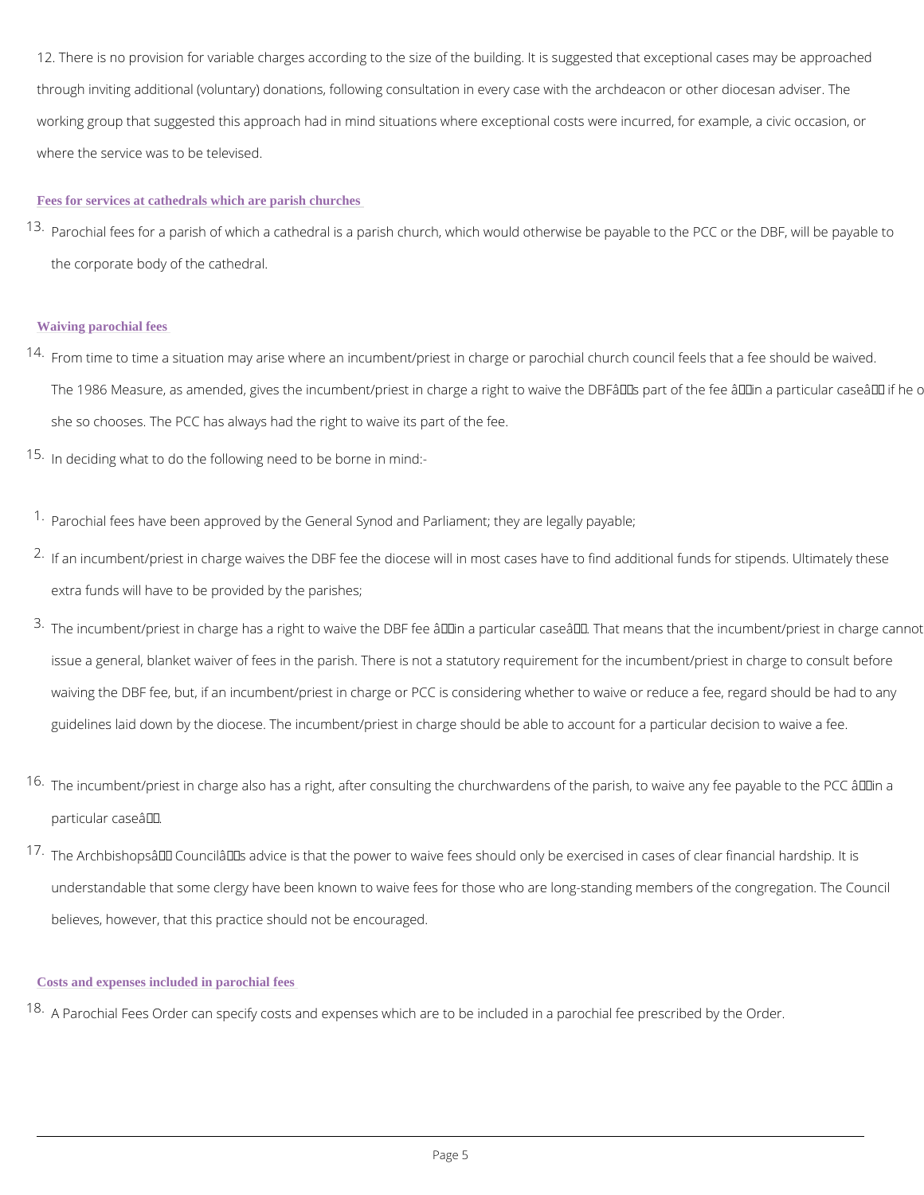12. There is no provision for variable charges according to the size of the building. It is suggested that exceptional cases may be approached through inviting additional (voluntary) donations, following consultation in every case with the archdeacon or other diocesan adviser. The working group that suggested this approach had in mind situations where exceptional costs were incurred, for example, a civic occasion, or where the service was to be televised.

### Fees for services at cathedrals which are parish churches

13. Parochial fees for a parish of which a cathedral is a parish church, which would otherwise be payable to the PCC or the DBF, will be payable to the corporate body of the cathedral.

### Waiving parochial fees

14. From time to time a situation may arise where an incumbent/priest in charge or parochial church council feels that a fee should be waived. The 1986 Measure, as amended, gives the incumbent/priest in charge a right to waive the DBF’s part of the fee ‘in a particular case’ if he or she so chooses. The PCC has always had the right to waive its part of the fee.

15. In deciding what to do the following need to be borne in mind:-

    1. Parochial fees have been approved by the General Synod and Parliament; they are legally payable;
    2. If an incumbent/priest in charge waives the DBF fee the diocese will in most cases have to find additional funds for stipends. Ultimately these extra funds will have to be provided by the parishes;
    3. The incumbent/priest in charge has a right to waive the DBF fee ‘in a particular case’. That means that the incumbent/priest in charge cannot issue a general, blanket waiver of fees in the parish. There is not a statutory requirement for the incumbent/priest in charge to consult before waiving the DBF fee, but, if an incumbent/priest in charge or PCC is considering whether to waive or reduce a fee, regard should be had to any guidelines laid down by the diocese. The incumbent/priest in charge should be able to account for a particular decision to waive a fee.

16. The incumbent/priest in charge also has a right, after consulting the churchwardens of the parish, to waive any fee payable to the PCC ‘in a particular case’.

17. The Archbishops’ Council’s advice is that the power to waive fees should only be exercised in cases of clear financial hardship. It is understandable that some clergy have been known to waive fees for those who are long-standing members of the congregation. The Council believes, however, that this practice should not be encouraged.

### Costs and expenses included in parochial fees

18. A Parochial Fees Order can specify costs and expenses which are to be included in a parochial fee prescribed by the Order.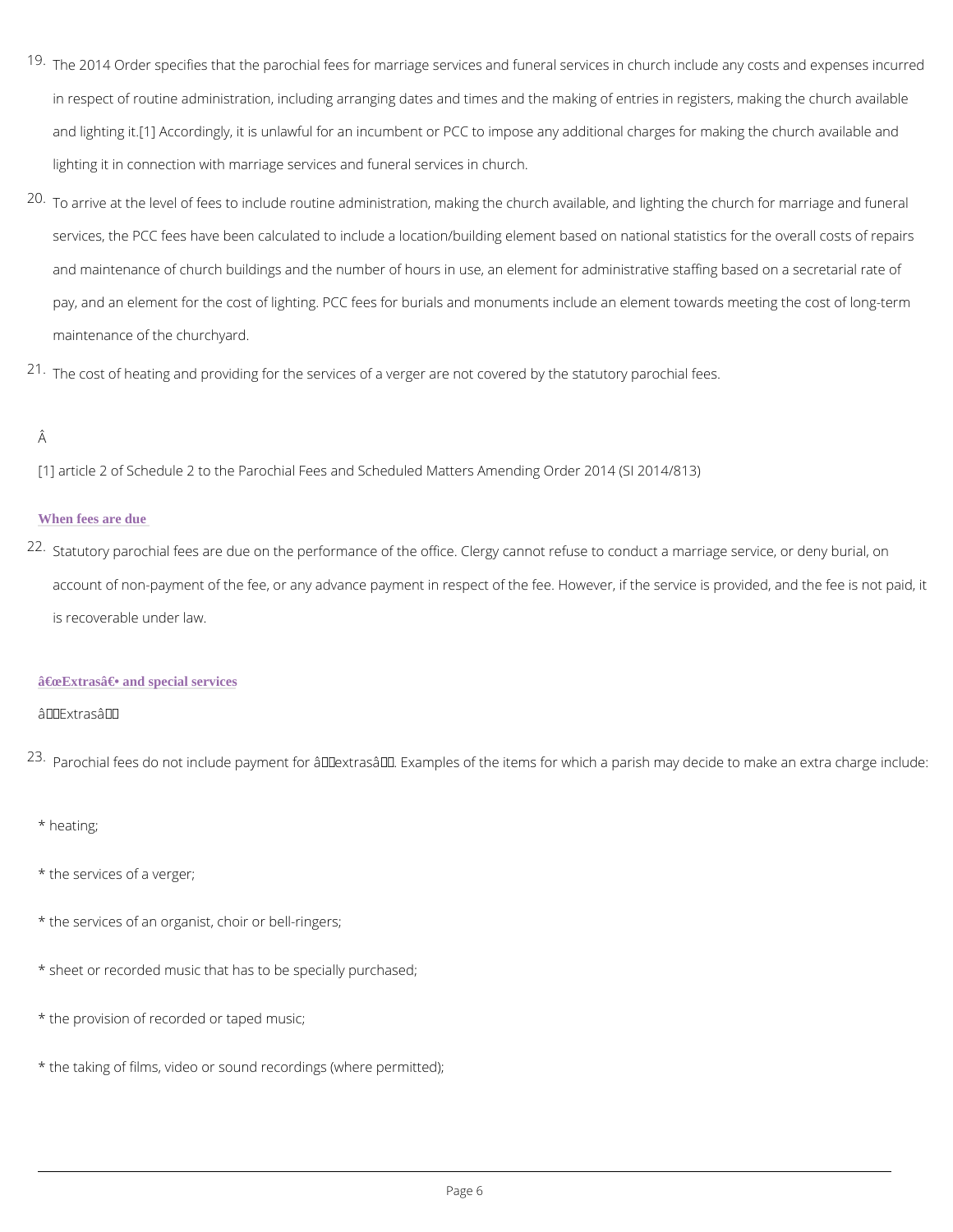19. The 2014 Order specifies that the parochial fees for marriage services and funeral services in church include any costs and expenses incurred in respect of routine administration, including arranging dates and times and the making of entries in registers, making the church available and lighting it.[1] Accordingly, it is unlawful for an incumbent or PCC to impose any additional charges for making the church available and lighting it in connection with marriage services and funeral services in church.

20. To arrive at the level of fees to include routine administration, making the church available, and lighting the church for marriage and funeral services, the PCC fees have been calculated to include a location/building element based on national statistics for the overall costs of repairs and maintenance of church buildings and the number of hours in use, an element for administrative staffing based on a secretarial rate of pay, and an element for the cost of lighting. PCC fees for burials and monuments include an element towards meeting the cost of long-term maintenance of the churchyard.

21. The cost of heating and providing for the services of a verger are not covered by the statutory parochial fees.

Â

[1] article 2 of Schedule 2 to the Parochial Fees and Scheduled Matters Amending Order 2014 (SI 2014/813)

### When fees are due

22. Statutory parochial fees are due on the performance of the office. Clergy cannot refuse to conduct a marriage service, or deny burial, on account of non-payment of the fee, or any advance payment in respect of the fee. However, if the service is provided, and the fee is not paid, it is recoverable under law.

### â€œExtrasâ€• and special services

â€œExtrasâ€

23. Parochial fees do not include payment for â€œextrasâ€. Examples of the items for which a parish may decide to make an extra charge include:

* heating;

* the services of a verger;

* the services of an organist, choir or bell-ringers;

* sheet or recorded music that has to be specially purchased;

* the provision of recorded or taped music;

* the taking of films, video or sound recordings (where permitted);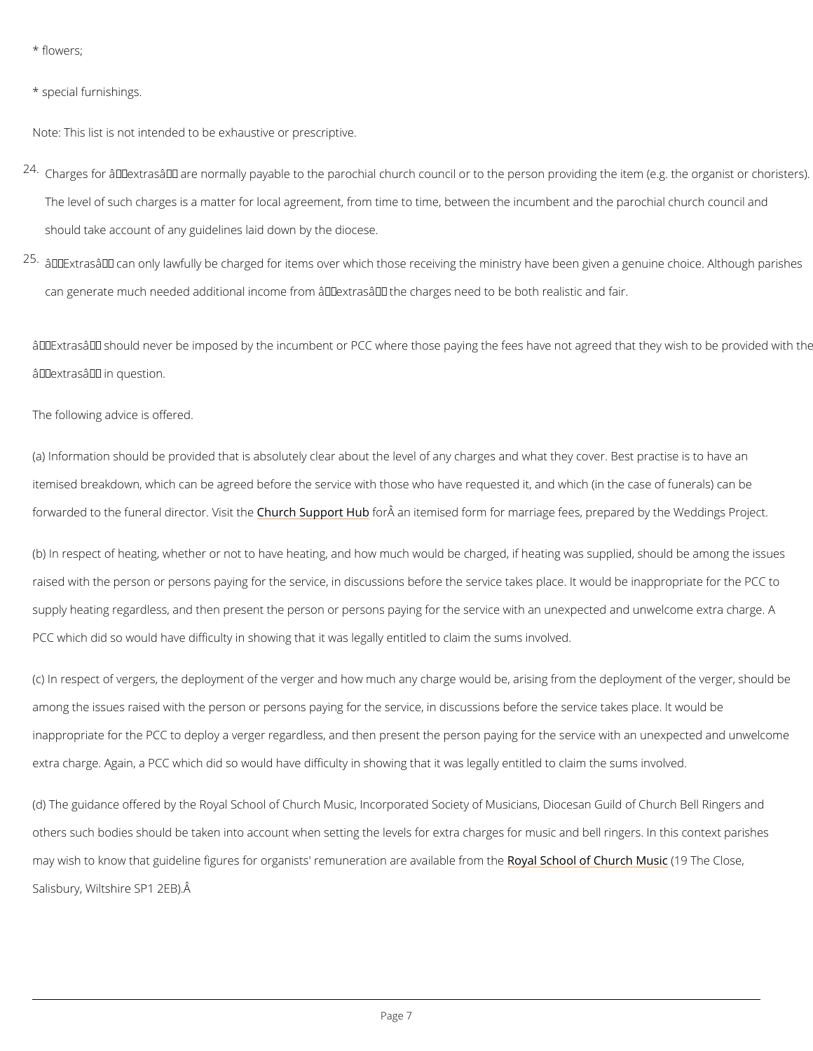* flowers;

* special furnishings.

Note: This list is not intended to be exhaustive or prescriptive.

24. Charges for â€˜extrasâ€™ are normally payable to the parochial church council or to the person providing the item (e.g. the organist or choristers). The level of such charges is a matter for local agreement, from time to time, between the incumbent and the parochial church council and should take account of any guidelines laid down by the diocese.

25. â€˜Extrasâ€™ can only lawfully be charged for items over which those receiving the ministry have been given a genuine choice. Although parishes can generate much needed additional income from â€˜extrasâ€™ the charges need to be both realistic and fair.

â€˜Extrasâ€™ should never be imposed by the incumbent or PCC where those paying the fees have not agreed that they wish to be provided with the â€˜extrasâ€™ in question.

The following advice is offered.

(a) Information should be provided that is absolutely clear about the level of any charges and what they cover. Best practise is to have an itemised breakdown, which can be agreed before the service with those who have requested it, and which (in the case of funerals) can be forwarded to the funeral director. Visit the Church Support Hub forÂ an itemised form for marriage fees, prepared by the Weddings Project.

(b) In respect of heating, whether or not to have heating, and how much would be charged, if heating was supplied, should be among the issues raised with the person or persons paying for the service, in discussions before the service takes place. It would be inappropriate for the PCC to supply heating regardless, and then present the person or persons paying for the service with an unexpected and unwelcome extra charge. A PCC which did so would have difficulty in showing that it was legally entitled to claim the sums involved.

(c) In respect of vergers, the deployment of the verger and how much any charge would be, arising from the deployment of the verger, should be among the issues raised with the person or persons paying for the service, in discussions before the service takes place. It would be inappropriate for the PCC to deploy a verger regardless, and then present the person paying for the service with an unexpected and unwelcome extra charge. Again, a PCC which did so would have difficulty in showing that it was legally entitled to claim the sums involved.

(d) The guidance offered by the Royal School of Church Music, Incorporated Society of Musicians, Diocesan Guild of Church Bell Ringers and others such bodies should be taken into account when setting the levels for extra charges for music and bell ringers. In this context parishes may wish to know that guideline figures for organists' remuneration are available from the Royal School of Church Music (19 The Close, Salisbury, Wiltshire SP1 2EB).Â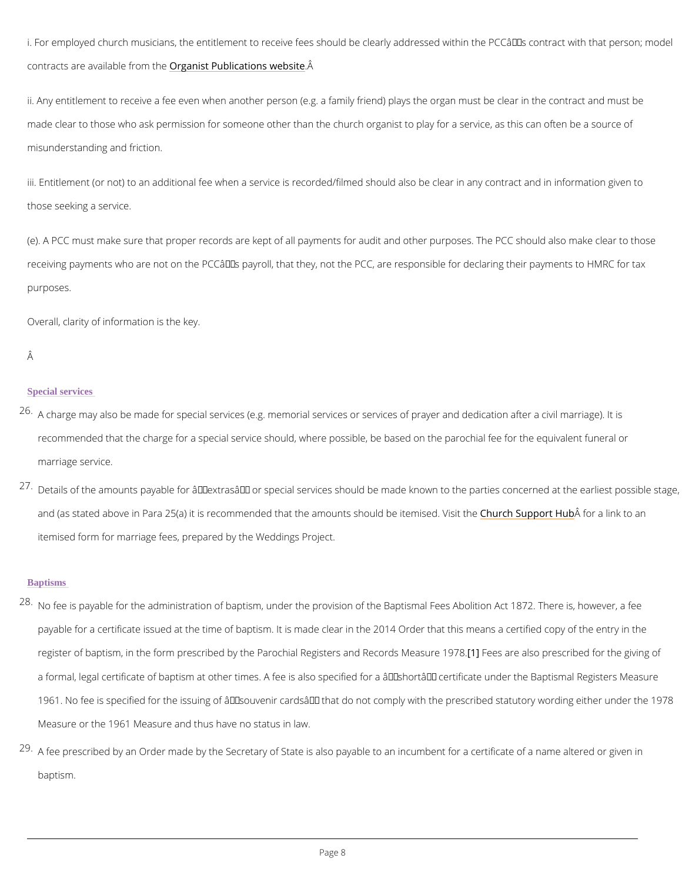i. For employed church musicians, the entitlement to receive fees should be clearly addressed within the PCC's contract with that person; model contracts are available from the Organist Publications website.

ii. Any entitlement to receive a fee even when another person (e.g. a family friend) plays the organ must be clear in the contract and must be made clear to those who ask permission for someone other than the church organist to play for a service, as this can often be a source of misunderstanding and friction.

iii. Entitlement (or not) to an additional fee when a service is recorded/filmed should also be clear in any contract and in information given to those seeking a service.

(e). A PCC must make sure that proper records are kept of all payments for audit and other purposes. The PCC should also make clear to those receiving payments who are not on the PCC's payroll, that they, not the PCC, are responsible for declaring their payments to HMRC for tax purposes.

Overall, clarity of information is the key.

## Special services

26. A charge may also be made for special services (e.g. memorial services or services of prayer and dedication after a civil marriage). It is recommended that the charge for a special service should, where possible, be based on the parochial fee for the equivalent funeral or marriage service.

27. Details of the amounts payable for 'extras' or special services should be made known to the parties concerned at the earliest possible stage, and (as stated above in Para 25(a) it is recommended that the amounts should be itemised. Visit the Church Support Hub for a link to an itemised form for marriage fees, prepared by the Weddings Project.

## Baptisms

28. No fee is payable for the administration of baptism, under the provision of the Baptismal Fees Abolition Act 1872. There is, however, a fee payable for a certificate issued at the time of baptism. It is made clear in the 2014 Order that this means a certified copy of the entry in the register of baptism, in the form prescribed by the Parochial Registers and Records Measure 1978.[1] Fees are also prescribed for the giving of a formal, legal certificate of baptism at other times. A fee is also specified for a 'short' certificate under the Baptismal Registers Measure 1961. No fee is specified for the issuing of 'souvenir cards' that do not comply with the prescribed statutory wording either under the 1978 Measure or the 1961 Measure and thus have no status in law.

29. A fee prescribed by an Order made by the Secretary of State is also payable to an incumbent for a certificate of a name altered or given in baptism.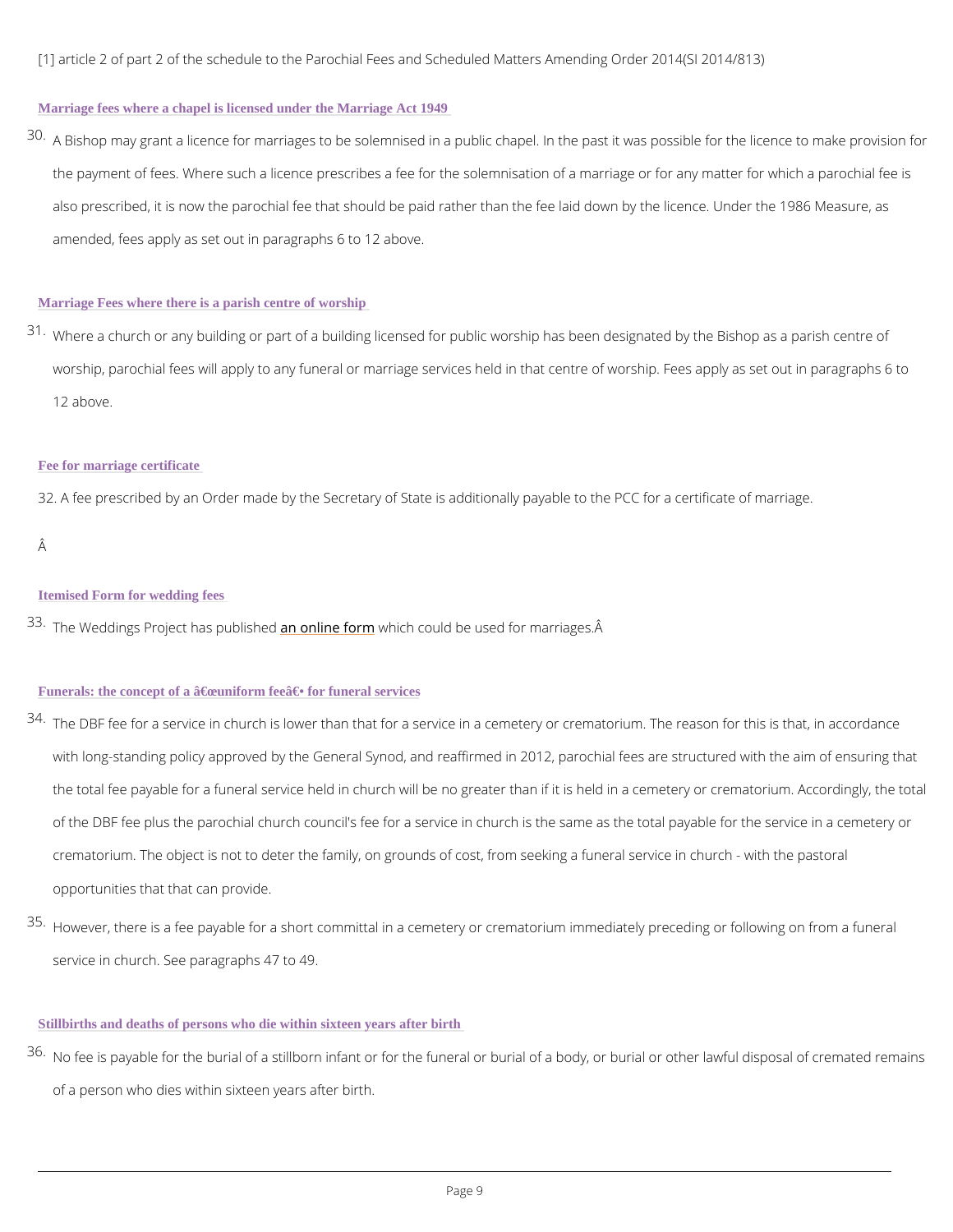[1] article 2 of part 2 of the schedule to the Parochial Fees and Scheduled Matters Amending Order 2014(SI 2014/813)

### Marriage fees where a chapel is licensed under the Marriage Act 1949

30. A Bishop may grant a licence for marriages to be solemnised in a public chapel. In the past it was possible for the licence to make provision for the payment of fees. Where such a licence prescribes a fee for the solemnisation of a marriage or for any matter for which a parochial fee is also prescribed, it is now the parochial fee that should be paid rather than the fee laid down by the licence. Under the 1986 Measure, as amended, fees apply as set out in paragraphs 6 to 12 above.

### Marriage Fees where there is a parish centre of worship

31. Where a church or any building or part of a building licensed for public worship has been designated by the Bishop as a parish centre of worship, parochial fees will apply to any funeral or marriage services held in that centre of worship. Fees apply as set out in paragraphs 6 to 12 above.

### Fee for marriage certificate

32. A fee prescribed by an Order made by the Secretary of State is additionally payable to the PCC for a certificate of marriage.

Â

### Itemised Form for wedding fees

33. The Weddings Project has published an online form which could be used for marriages.Â

### Funerals: the concept of a â€œuniform feeâ€• for funeral services

34. The DBF fee for a service in church is lower than that for a service in a cemetery or crematorium. The reason for this is that, in accordance with long-standing policy approved by the General Synod, and reaffirmed in 2012, parochial fees are structured with the aim of ensuring that the total fee payable for a funeral service held in church will be no greater than if it is held in a cemetery or crematorium. Accordingly, the total of the DBF fee plus the parochial church council's fee for a service in church is the same as the total payable for the service in a cemetery or crematorium. The object is not to deter the family, on grounds of cost, from seeking a funeral service in church - with the pastoral opportunities that that can provide.

35. However, there is a fee payable for a short committal in a cemetery or crematorium immediately preceding or following on from a funeral service in church. See paragraphs 47 to 49.

### Stillbirths and deaths of persons who die within sixteen years after birth

36. No fee is payable for the burial of a stillborn infant or for the funeral or burial of a body, or burial or other lawful disposal of cremated remains of a person who dies within sixteen years after birth.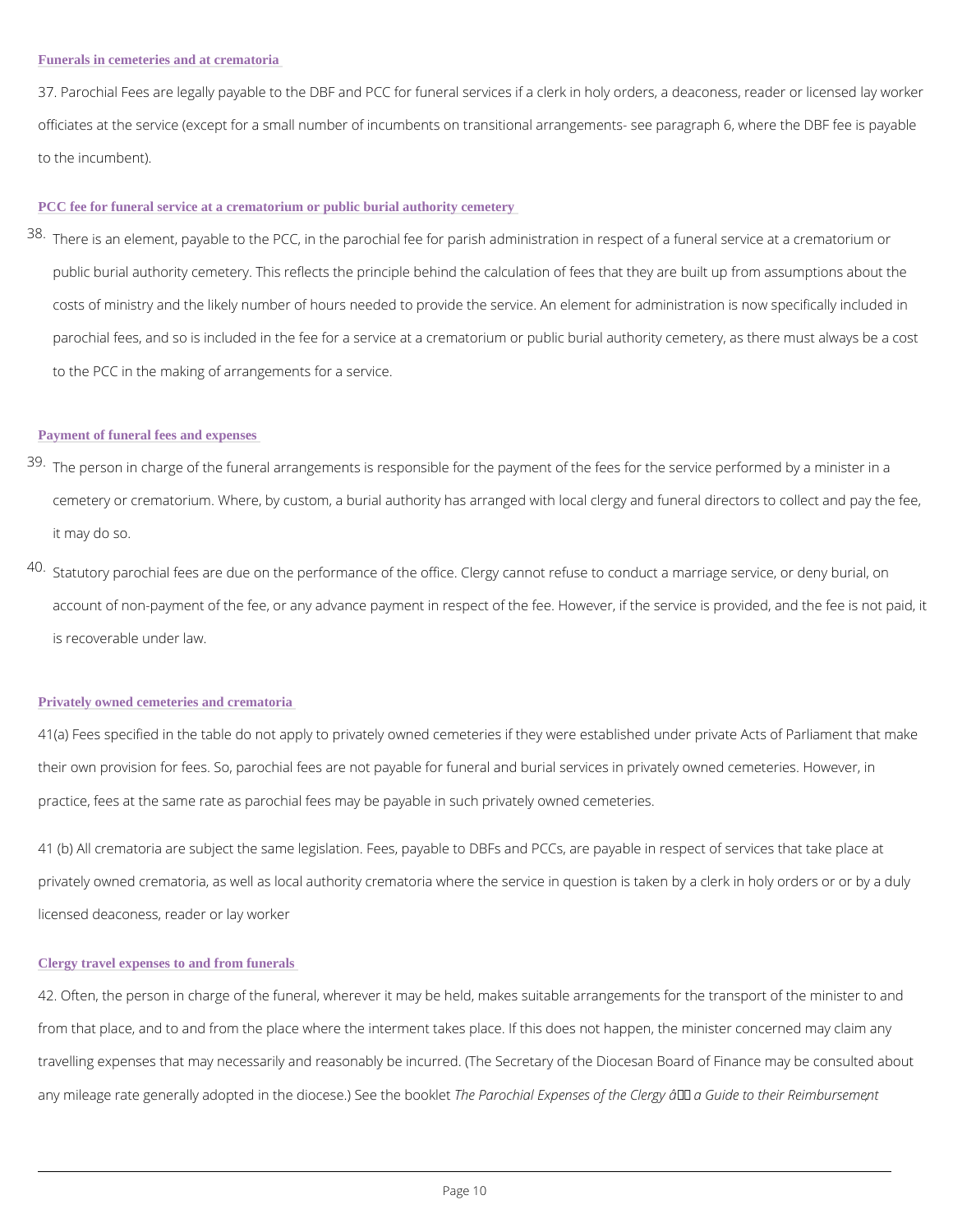### Funerals in cemeteries and at crematoria

37. Parochial Fees are legally payable to the DBF and PCC for funeral services if a clerk in holy orders, a deaconess, reader or licensed lay worker officiates at the service (except for a small number of incumbents on transitional arrangements- see paragraph 6, where the DBF fee is payable to the incumbent).

### PCC fee for funeral service at a crematorium or public burial authority cemetery

38. There is an element, payable to the PCC, in the parochial fee for parish administration in respect of a funeral service at a crematorium or public burial authority cemetery. This reflects the principle behind the calculation of fees that they are built up from assumptions about the costs of ministry and the likely number of hours needed to provide the service. An element for administration is now specifically included in parochial fees, and so is included in the fee for a service at a crematorium or public burial authority cemetery, as there must always be a cost to the PCC in the making of arrangements for a service.

### Payment of funeral fees and expenses

39. The person in charge of the funeral arrangements is responsible for the payment of the fees for the service performed by a minister in a cemetery or crematorium. Where, by custom, a burial authority has arranged with local clergy and funeral directors to collect and pay the fee, it may do so.

40. Statutory parochial fees are due on the performance of the office. Clergy cannot refuse to conduct a marriage service, or deny burial, on account of non-payment of the fee, or any advance payment in respect of the fee. However, if the service is provided, and the fee is not paid, it is recoverable under law.

### Privately owned cemeteries and crematoria

41(a) Fees specified in the table do not apply to privately owned cemeteries if they were established under private Acts of Parliament that make their own provision for fees. So, parochial fees are not payable for funeral and burial services in privately owned cemeteries. However, in practice, fees at the same rate as parochial fees may be payable in such privately owned cemeteries.

41 (b) All crematoria are subject the same legislation. Fees, payable to DBFs and PCCs, are payable in respect of services that take place at privately owned crematoria, as well as local authority crematoria where the service in question is taken by a clerk in holy orders or or by a duly licensed deaconess, reader or lay worker

### Clergy travel expenses to and from funerals

42. Often, the person in charge of the funeral, wherever it may be held, makes suitable arrangements for the transport of the minister to and from that place, and to and from the place where the interment takes place. If this does not happen, the minister concerned may claim any travelling expenses that may necessarily and reasonably be incurred. (The Secretary of the Diocesan Board of Finance may be consulted about any mileage rate generally adopted in the diocese.) See the booklet *The Parochial Expenses of the Clergy â a Guide to their Reimbursement*.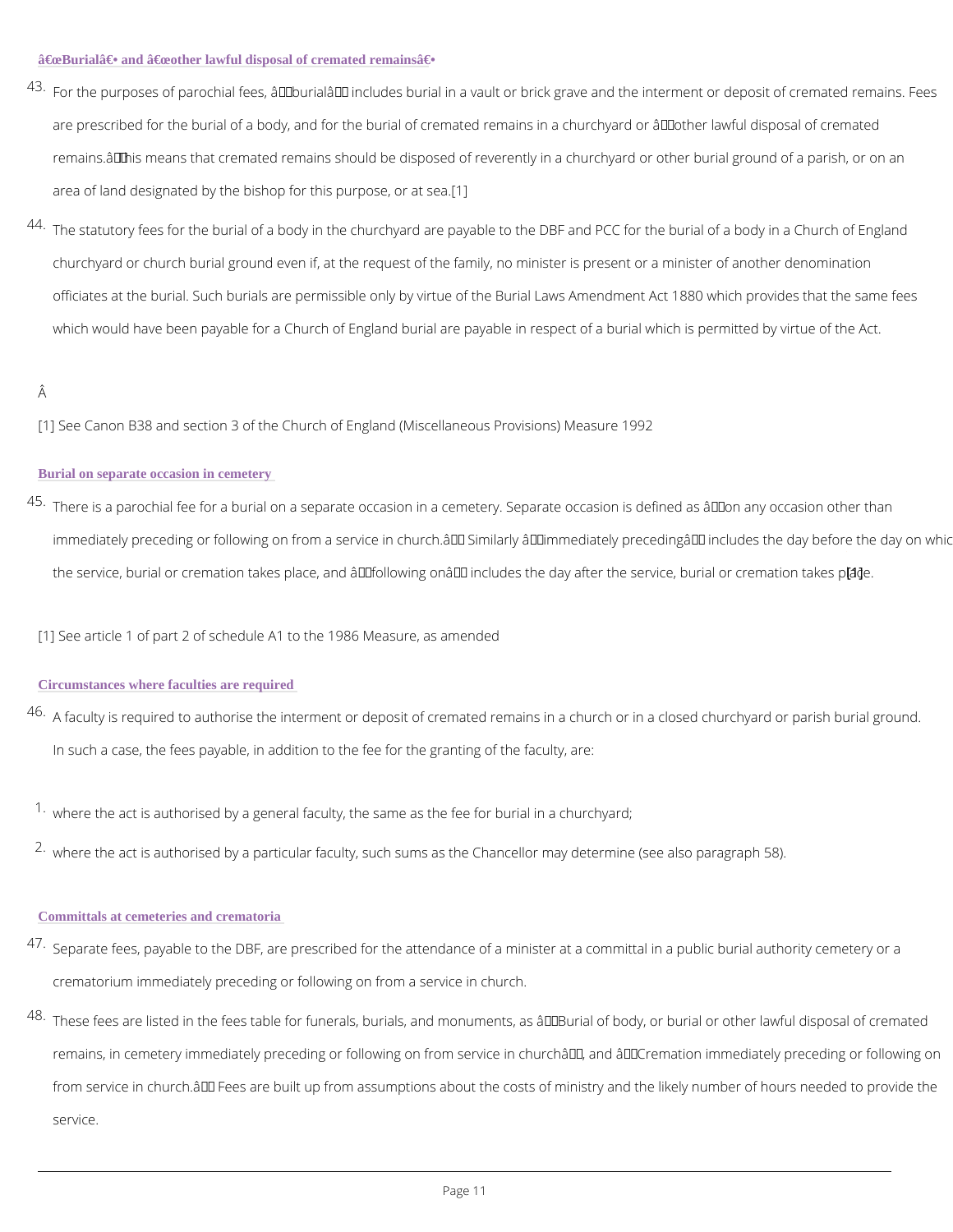## "Burial" and "other lawful disposal of cremated remains"

43. For the purposes of parochial fees, "burial" includes burial in a vault or brick grave and the interment or deposit of cremated remains. Fees are prescribed for the burial of a body, and for the burial of cremated remains in a churchyard or "other lawful disposal of cremated remains." This means that cremated remains should be disposed of reverently in a churchyard or other burial ground of a parish, or on an area of land designated by the bishop for this purpose, or at sea.[1]

44. The statutory fees for the burial of a body in the churchyard are payable to the DBF and PCC for the burial of a body in a Church of England churchyard or church burial ground even if, at the request of the family, no minister is present or a minister of another denomination officiates at the burial. Such burials are permissible only by virtue of the Burial Laws Amendment Act 1880 which provides that the same fees which would have been payable for a Church of England burial are payable in respect of a burial which is permitted by virtue of the Act.

[1] See Canon B38 and section 3 of the Church of England (Miscellaneous Provisions) Measure 1992

## Burial on separate occasion in cemetery

45. There is a parochial fee for a burial on a separate occasion in a cemetery. Separate occasion is defined as "on any occasion other than immediately preceding or following on from a service in church." Similarly "immediately preceding" includes the day before the day on which the service, burial or cremation takes place, and "following on" includes the day after the service, burial or cremation takes place.[1]

[1] See article 1 of part 2 of schedule A1 to the 1986 Measure, as amended

## Circumstances where faculties are required

46. A faculty is required to authorise the interment or deposit of cremated remains in a church or in a closed churchyard or parish burial ground. In such a case, the fees payable, in addition to the fee for the granting of the faculty, are:

1. where the act is authorised by a general faculty, the same as the fee for burial in a churchyard;
2. where the act is authorised by a particular faculty, such sums as the Chancellor may determine (see also paragraph 58).

## Committals at cemeteries and crematoria

47. Separate fees, payable to the DBF, are prescribed for the attendance of a minister at a committal in a public burial authority cemetery or a crematorium immediately preceding or following on from a service in church.

48. These fees are listed in the fees table for funerals, burials, and monuments, as "Burial of body, or burial or other lawful disposal of cremated remains, in cemetery immediately preceding or following on from service in church", and "Cremation immediately preceding or following on from service in church." Fees are built up from assumptions about the costs of ministry and the likely number of hours needed to provide the service.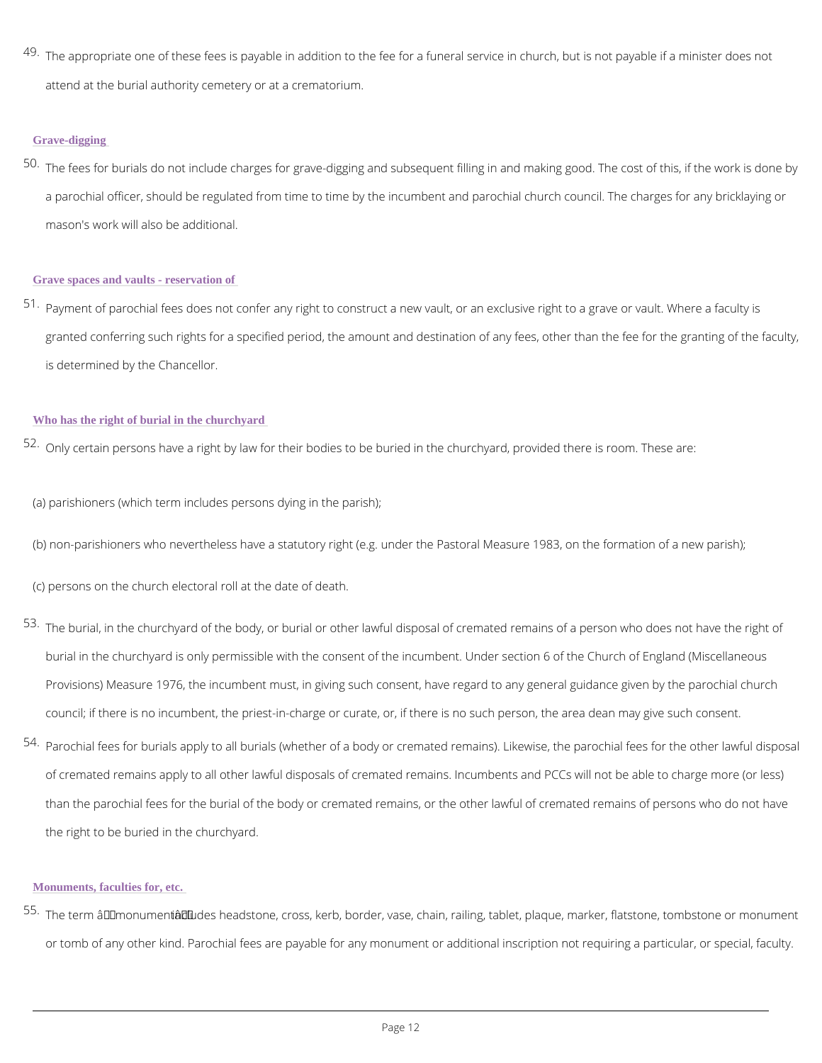49. The appropriate one of these fees is payable in addition to the fee for a funeral service in church, but is not payable if a minister does not attend at the burial authority cemetery or at a crematorium.

### Grave-digging

50. The fees for burials do not include charges for grave-digging and subsequent filling in and making good. The cost of this, if the work is done by a parochial officer, should be regulated from time to time by the incumbent and parochial church council. The charges for any bricklaying or mason's work will also be additional.

### Grave spaces and vaults - reservation of

51. Payment of parochial fees does not confer any right to construct a new vault, or an exclusive right to a grave or vault. Where a faculty is granted conferring such rights for a specified period, the amount and destination of any fees, other than the fee for the granting of the faculty, is determined by the Chancellor.

### Who has the right of burial in the churchyard

52. Only certain persons have a right by law for their bodies to be buried in the churchyard, provided there is room. These are:

(a) parishioners (which term includes persons dying in the parish);

(b) non-parishioners who nevertheless have a statutory right (e.g. under the Pastoral Measure 1983, on the formation of a new parish);

(c) persons on the church electoral roll at the date of death.

53. The burial, in the churchyard of the body, or burial or other lawful disposal of cremated remains of a person who does not have the right of burial in the churchyard is only permissible with the consent of the incumbent. Under section 6 of the Church of England (Miscellaneous Provisions) Measure 1976, the incumbent must, in giving such consent, have regard to any general guidance given by the parochial church council; if there is no incumbent, the priest-in-charge or curate, or, if there is no such person, the area dean may give such consent.

54. Parochial fees for burials apply to all burials (whether of a body or cremated remains). Likewise, the parochial fees for the other lawful disposal of cremated remains apply to all other lawful disposals of cremated remains. Incumbents and PCCs will not be able to charge more (or less) than the parochial fees for the burial of the body or cremated remains, or the other lawful of cremated remains of persons who do not have the right to be buried in the churchyard.

### Monuments, faculties for, etc.

55. The term "monument" includes headstone, cross, kerb, border, vase, chain, railing, tablet, plaque, marker, flatstone, tombstone or monument or tomb of any other kind. Parochial fees are payable for any monument or additional inscription not requiring a particular, or special, faculty.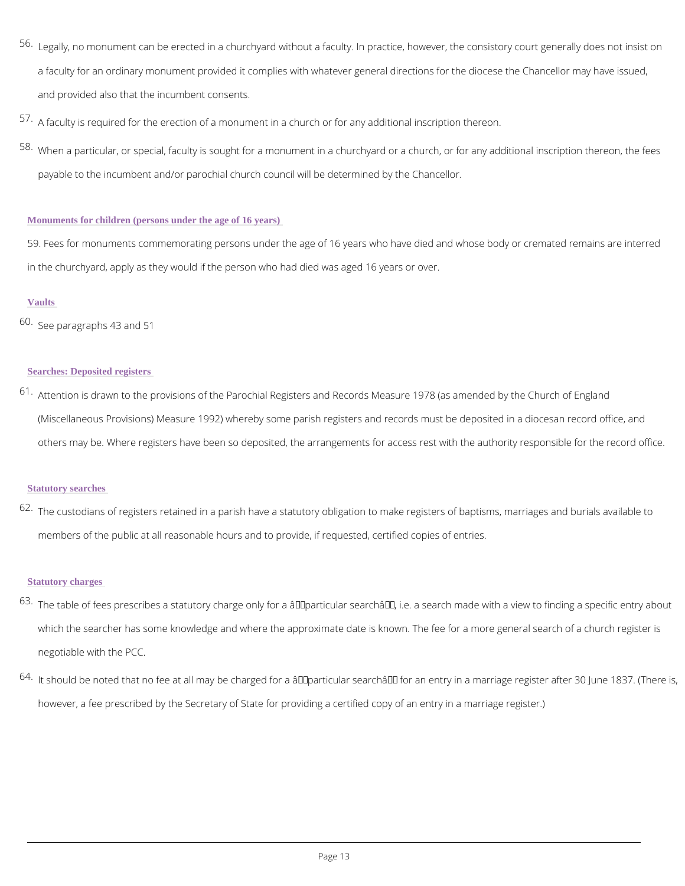56. Legally, no monument can be erected in a churchyard without a faculty. In practice, however, the consistory court generally does not insist on a faculty for an ordinary monument provided it complies with whatever general directions for the diocese the Chancellor may have issued, and provided also that the incumbent consents.

57. A faculty is required for the erection of a monument in a church or for any additional inscription thereon.

58. When a particular, or special, faculty is sought for a monument in a churchyard or a church, or for any additional inscription thereon, the fees payable to the incumbent and/or parochial church council will be determined by the Chancellor.

### Monuments for children (persons under the age of 16 years)

59. Fees for monuments commemorating persons under the age of 16 years who have died and whose body or cremated remains are interred in the churchyard, apply as they would if the person who had died was aged 16 years or over.

### Vaults

60. See paragraphs 43 and 51

### Searches: Deposited registers

61. Attention is drawn to the provisions of the Parochial Registers and Records Measure 1978 (as amended by the Church of England (Miscellaneous Provisions) Measure 1992) whereby some parish registers and records must be deposited in a diocesan record office, and others may be. Where registers have been so deposited, the arrangements for access rest with the authority responsible for the record office.

### Statutory searches

62. The custodians of registers retained in a parish have a statutory obligation to make registers of baptisms, marriages and burials available to members of the public at all reasonable hours and to provide, if requested, certified copies of entries.

### Statutory charges

63. The table of fees prescribes a statutory charge only for a â€˜particular searchâ€™, i.e. a search made with a view to finding a specific entry about which the searcher has some knowledge and where the approximate date is known. The fee for a more general search of a church register is negotiable with the PCC.

64. It should be noted that no fee at all may be charged for a â€˜particular searchâ€™ for an entry in a marriage register after 30 June 1837. (There is, however, a fee prescribed by the Secretary of State for providing a certified copy of an entry in a marriage register.)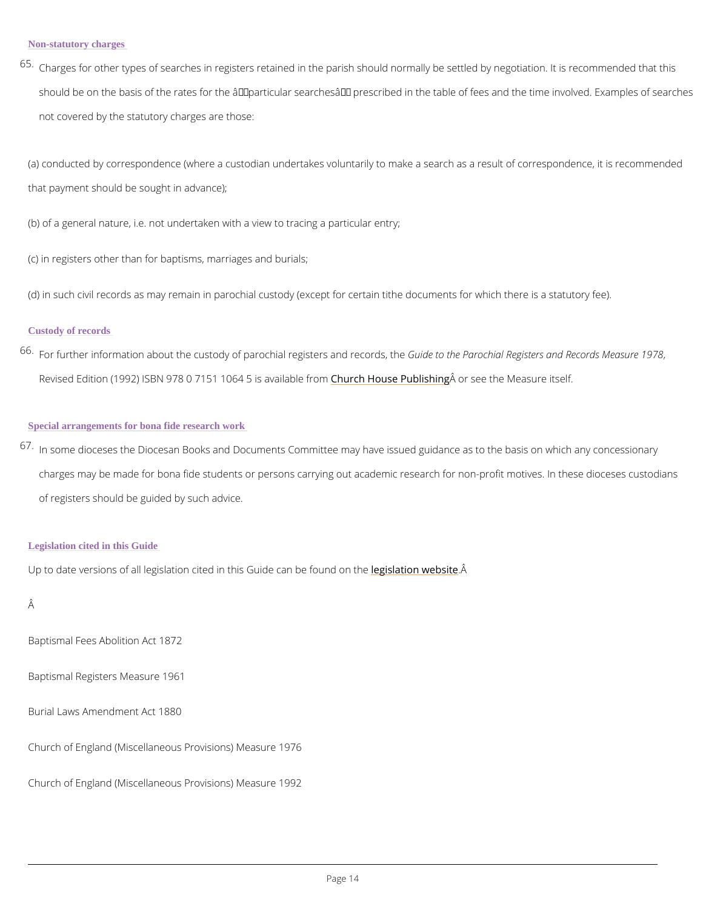### Non-statutory charges

65. Charges for other types of searches in registers retained in the parish should normally be settled by negotiation. It is recommended that this should be on the basis of the rates for the â€particular searchesâ€ prescribed in the table of fees and the time involved. Examples of searches not covered by the statutory charges are those:

(a) conducted by correspondence (where a custodian undertakes voluntarily to make a search as a result of correspondence, it is recommended that payment should be sought in advance);

(b) of a general nature, i.e. not undertaken with a view to tracing a particular entry;

(c) in registers other than for baptisms, marriages and burials;

(d) in such civil records as may remain in parochial custody (except for certain tithe documents for which there is a statutory fee).

### Custody of records

66. For further information about the custody of parochial registers and records, the *Guide to the Parochial Registers and Records Measure 1978*, Revised Edition (1992) ISBN 978 0 7151 1064 5 is available from Church House PublishingÂ or see the Measure itself.

### Special arrangements for bona fide research work

67. In some dioceses the Diocesan Books and Documents Committee may have issued guidance as to the basis on which any concessionary charges may be made for bona fide students or persons carrying out academic research for non-profit motives. In these dioceses custodians of registers should be guided by such advice.

### Legislation cited in this Guide

Up to date versions of all legislation cited in this Guide can be found on the legislation website.Â

Â

Baptismal Fees Abolition Act 1872

Baptismal Registers Measure 1961

Burial Laws Amendment Act 1880

Church of England (Miscellaneous Provisions) Measure 1976

Church of England (Miscellaneous Provisions) Measure 1992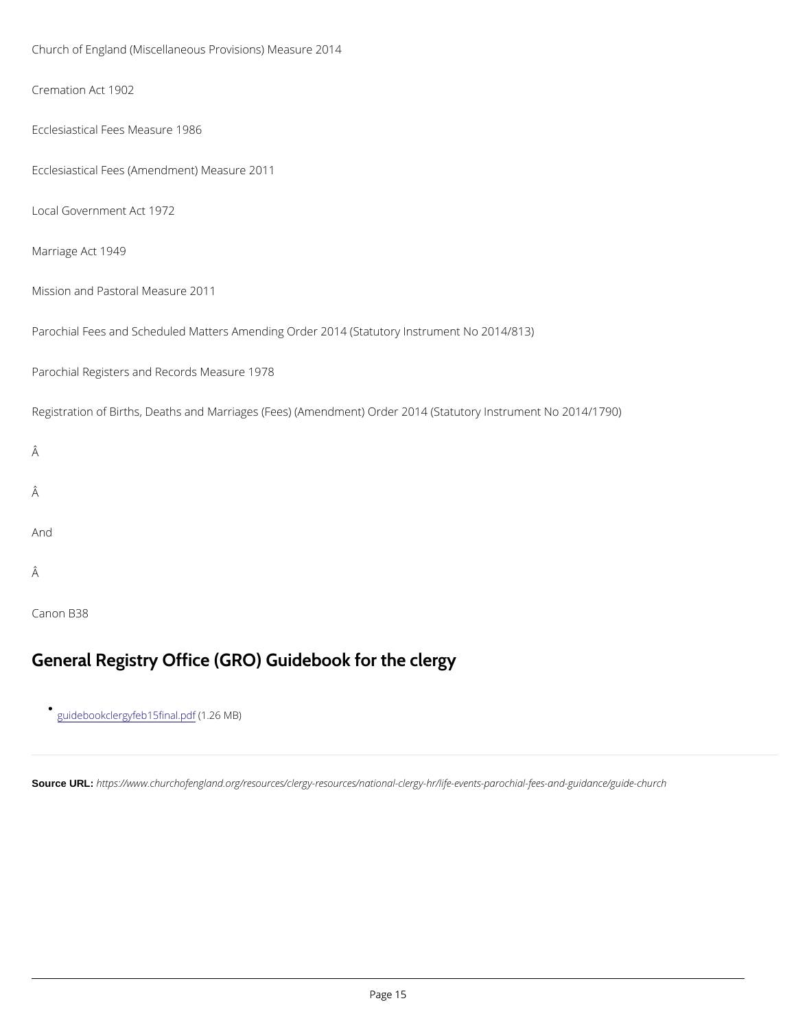Church of England (Miscellaneous Provisions) Measure 2014

Cremation Act 1902

Ecclesiastical Fees Measure 1986

Ecclesiastical Fees (Amendment) Measure 2011

Local Government Act 1972

Marriage Act 1949

Mission and Pastoral Measure 2011

Parochial Fees and Scheduled Matters Amending Order 2014 (Statutory Instrument No 2014/813)

Parochial Registers and Records Measure 1978

Registration of Births, Deaths and Marriages (Fees) (Amendment) Order 2014 (Statutory Instrument No 2014/1790)

Â

Â

And

Â

Canon B38

## General Registry Office (GRO) Guidebook for the clergy

- guidebookclergyfeb15final.pdf (1.26 MB)

---

**Source URL:** *https://www.churchofengland.org/resources/clergy-resources/national-clergy-hr/life-events-parochial-fees-and-guidance/guide-church*